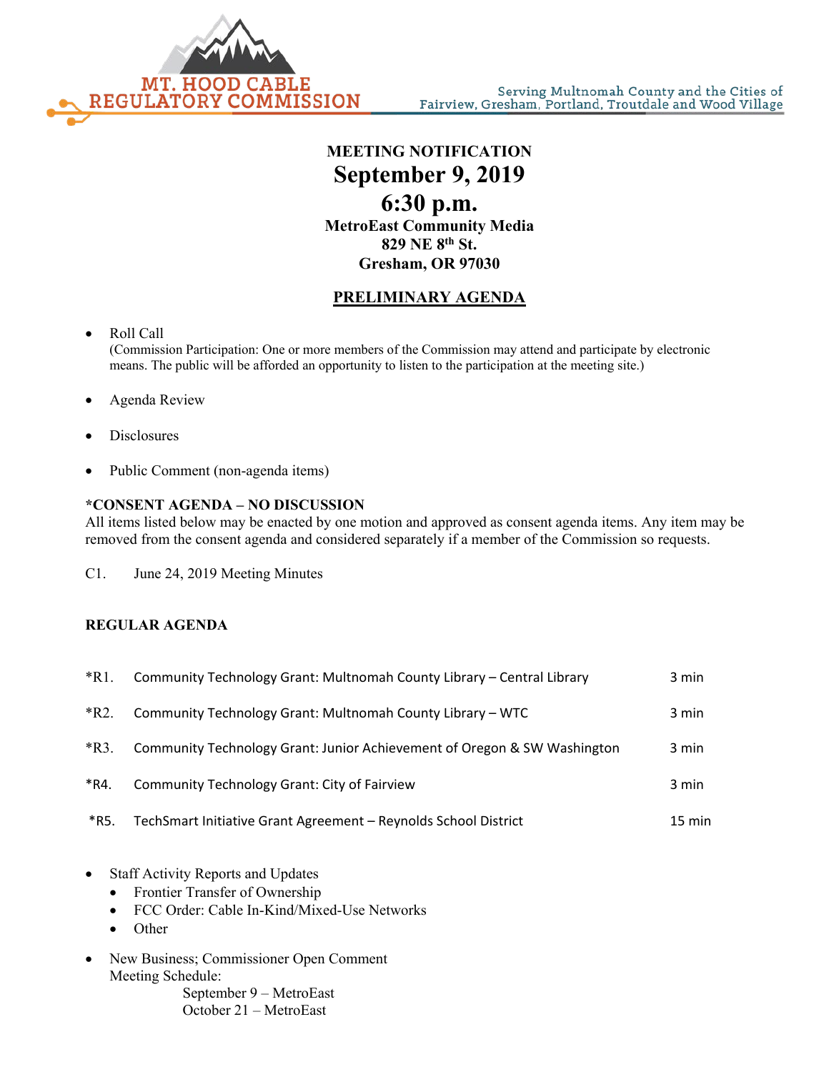MT. HOOD CABLE REGULATORY COMMISSION

Serving Multnomah County and the Cities of Fairview, Gresham, Portland, Troutdale and Wood Village

**MEETING NOTIFICATION**

# September 9, 2019

# 6:30 p.m.

**MetroEast Community Media**
**829 NE 8th St.**
**Gresham, OR 97030**

## PRELIMINARY AGENDA

- Roll Call
  (Commission Participation: One or more members of the Commission may attend and participate by electronic means. The public will be afforded an opportunity to listen to the participation at the meeting site.)
- Agenda Review
- Disclosures
- Public Comment (non-agenda items)

**\*CONSENT AGENDA – NO DISCUSSION**

All items listed below may be enacted by one motion and approved as consent agenda items. Any item may be removed from the consent agenda and considered separately if a member of the Commission so requests.

C1. June 24, 2019 Meeting Minutes

**REGULAR AGENDA**

| | | |
|---|---|---|
| *R1. | Community Technology Grant: Multnomah County Library – Central Library | 3 min |
| *R2. | Community Technology Grant: Multnomah County Library – WTC | 3 min |
| *R3. | Community Technology Grant: Junior Achievement of Oregon & SW Washington | 3 min |
| *R4. | Community Technology Grant: City of Fairview | 3 min |
| *R5. | TechSmart Initiative Grant Agreement – Reynolds School District | 15 min |

- Staff Activity Reports and Updates
  - Frontier Transfer of Ownership
  - FCC Order: Cable In-Kind/Mixed-Use Networks
  - Other
- New Business; Commissioner Open Comment
  Meeting Schedule:
  September 9 – MetroEast
  October 21 – MetroEast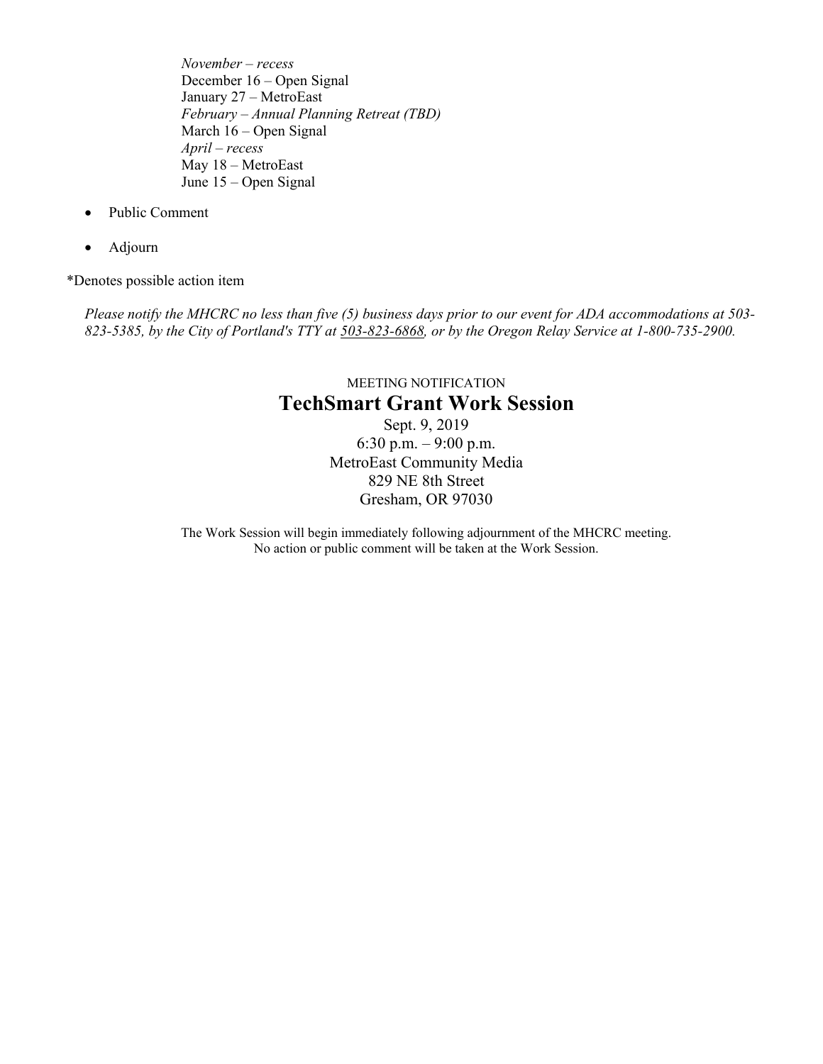*November – recess*
December 16 – Open Signal
January 27 – MetroEast
*February – Annual Planning Retreat (TBD)*
March 16 – Open Signal
*April – recess*
May 18 – MetroEast
June 15 – Open Signal

- Public Comment
- Adjourn

*Denotes possible action item

*Please notify the MHCRC no less than five (5) business days prior to our event for ADA accommodations at 503-823-5385, by the City of Portland's TTY at 503-823-6868, or by the Oregon Relay Service at 1-800-735-2900.*

MEETING NOTIFICATION

# TechSmart Grant Work Session

Sept. 9, 2019
6:30 p.m. – 9:00 p.m.
MetroEast Community Media
829 NE 8th Street
Gresham, OR 97030

The Work Session will begin immediately following adjournment of the MHCRC meeting.
No action or public comment will be taken at the Work Session.